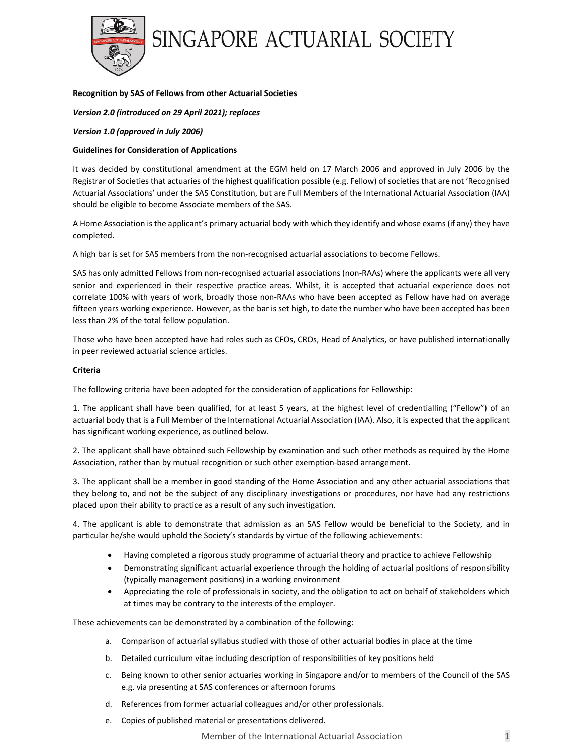# SINGAPORE ACTUARIAL SOCIETY

**Recognition by SAS of Fellows from other Actuarial Societies**

***Version 2.0 (introduced on 29 April 2021); replaces***

***Version 1.0 (approved in July 2006)***

**Guidelines for Consideration of Applications**

It was decided by constitutional amendment at the EGM held on 17 March 2006 and approved in July 2006 by the Registrar of Societies that actuaries of the highest qualification possible (e.g. Fellow) of societies that are not 'Recognised Actuarial Associations' under the SAS Constitution, but are Full Members of the International Actuarial Association (IAA) should be eligible to become Associate members of the SAS.

A Home Association is the applicant's primary actuarial body with which they identify and whose exams (if any) they have completed.

A high bar is set for SAS members from the non-recognised actuarial associations to become Fellows.

SAS has only admitted Fellows from non-recognised actuarial associations (non-RAAs) where the applicants were all very senior and experienced in their respective practice areas. Whilst, it is accepted that actuarial experience does not correlate 100% with years of work, broadly those non-RAAs who have been accepted as Fellow have had on average fifteen years working experience. However, as the bar is set high, to date the number who have been accepted has been less than 2% of the total fellow population.

Those who have been accepted have had roles such as CFOs, CROs, Head of Analytics, or have published internationally in peer reviewed actuarial science articles.

**Criteria**

The following criteria have been adopted for the consideration of applications for Fellowship:

1. The applicant shall have been qualified, for at least 5 years, at the highest level of credentialling ("Fellow") of an actuarial body that is a Full Member of the International Actuarial Association (IAA). Also, it is expected that the applicant has significant working experience, as outlined below.

2. The applicant shall have obtained such Fellowship by examination and such other methods as required by the Home Association, rather than by mutual recognition or such other exemption-based arrangement.

3. The applicant shall be a member in good standing of the Home Association and any other actuarial associations that they belong to, and not be the subject of any disciplinary investigations or procedures, nor have had any restrictions placed upon their ability to practice as a result of any such investigation.

4. The applicant is able to demonstrate that admission as an SAS Fellow would be beneficial to the Society, and in particular he/she would uphold the Society's standards by virtue of the following achievements:

- Having completed a rigorous study programme of actuarial theory and practice to achieve Fellowship
- Demonstrating significant actuarial experience through the holding of actuarial positions of responsibility (typically management positions) in a working environment
- Appreciating the role of professionals in society, and the obligation to act on behalf of stakeholders which at times may be contrary to the interests of the employer.

These achievements can be demonstrated by a combination of the following:

a. Comparison of actuarial syllabus studied with those of other actuarial bodies in place at the time

b. Detailed curriculum vitae including description of responsibilities of key positions held

c. Being known to other senior actuaries working in Singapore and/or to members of the Council of the SAS e.g. via presenting at SAS conferences or afternoon forums

d. References from former actuarial colleagues and/or other professionals.

e. Copies of published material or presentations delivered.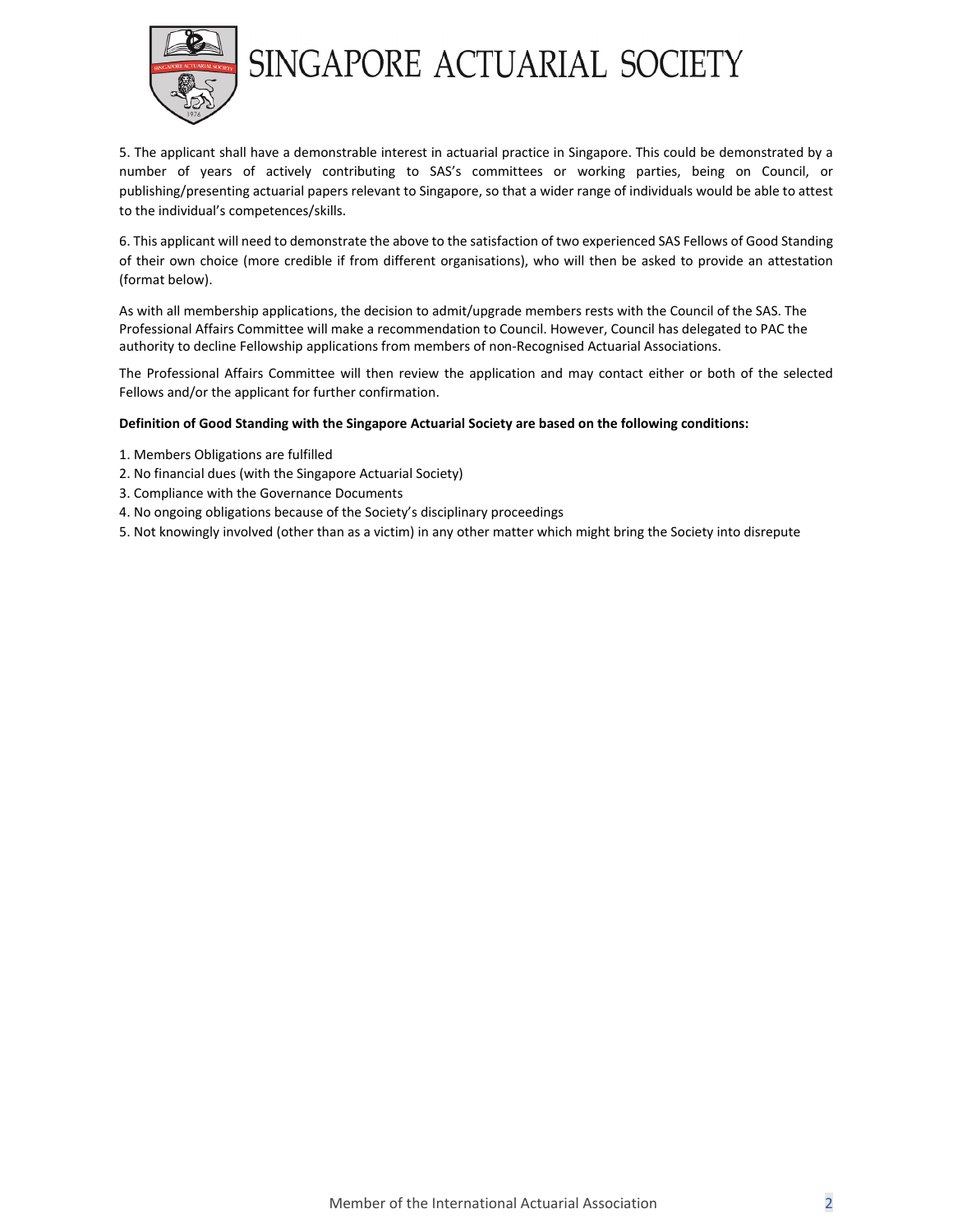5. The applicant shall have a demonstrable interest in actuarial practice in Singapore. This could be demonstrated by a number of years of actively contributing to SAS's committees or working parties, being on Council, or publishing/presenting actuarial papers relevant to Singapore, so that a wider range of individuals would be able to attest to the individual's competences/skills.

6. This applicant will need to demonstrate the above to the satisfaction of two experienced SAS Fellows of Good Standing of their own choice (more credible if from different organisations), who will then be asked to provide an attestation (format below).

As with all membership applications, the decision to admit/upgrade members rests with the Council of the SAS. The Professional Affairs Committee will make a recommendation to Council. However, Council has delegated to PAC the authority to decline Fellowship applications from members of non-Recognised Actuarial Associations.

The Professional Affairs Committee will then review the application and may contact either or both of the selected Fellows and/or the applicant for further confirmation.

**Definition of Good Standing with the Singapore Actuarial Society are based on the following conditions:**

1. Members Obligations are fulfilled
2. No financial dues (with the Singapore Actuarial Society)
3. Compliance with the Governance Documents
4. No ongoing obligations because of the Society's disciplinary proceedings
5. Not knowingly involved (other than as a victim) in any other matter which might bring the Society into disrepute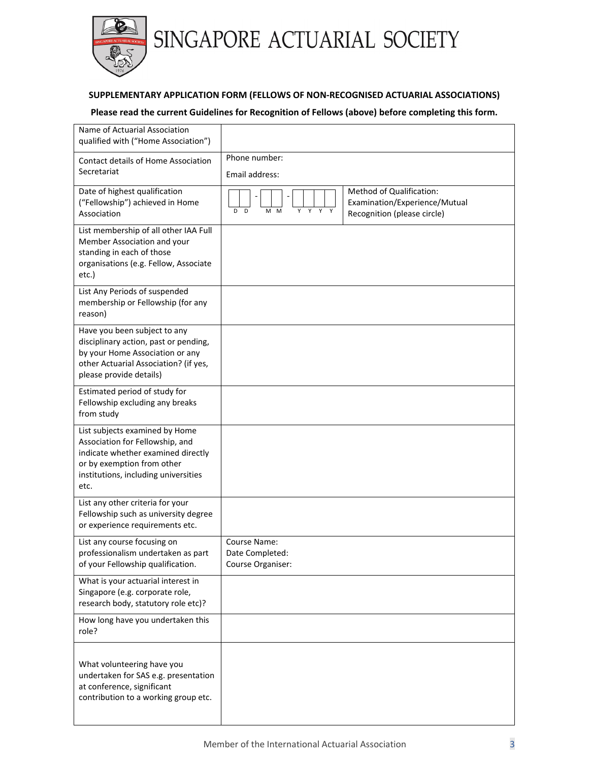# SINGAPORE ACTUARIAL SOCIETY

**SUPPLEMENTARY APPLICATION FORM (FELLOWS OF NON-RECOGNISED ACTUARIAL ASSOCIATIONS)**

**Please read the current Guidelines for Recognition of Fellows (above) before completing this form.**

| | | |
|---|---|---|
| Name of Actuarial Association qualified with ("Home Association") | | |
| Contact details of Home Association Secretariat | Phone number:<br>Email address: | |
| Date of highest qualification ("Fellowship") achieved in Home Association | D D - M M - Y Y Y Y | Method of Qualification: Examination/Experience/Mutual Recognition (please circle) |
| List membership of all other IAA Full Member Association and your standing in each of those organisations (e.g. Fellow, Associate etc.) | | |
| List Any Periods of suspended membership or Fellowship (for any reason) | | |
| Have you been subject to any disciplinary action, past or pending, by your Home Association or any other Actuarial Association? (if yes, please provide details) | | |
| Estimated period of study for Fellowship excluding any breaks from study | | |
| List subjects examined by Home Association for Fellowship, and indicate whether examined directly or by exemption from other institutions, including universities etc. | | |
| List any other criteria for your Fellowship such as university degree or experience requirements etc. | | |
| List any course focusing on professionalism undertaken as part of your Fellowship qualification. | Course Name:<br>Date Completed:<br>Course Organiser: | |
| What is your actuarial interest in Singapore (e.g. corporate role, research body, statutory role etc)? | | |
| How long have you undertaken this role? | | |
| What volunteering have you undertaken for SAS e.g. presentation at conference, significant contribution to a working group etc. | | |

Member of the International Actuarial Association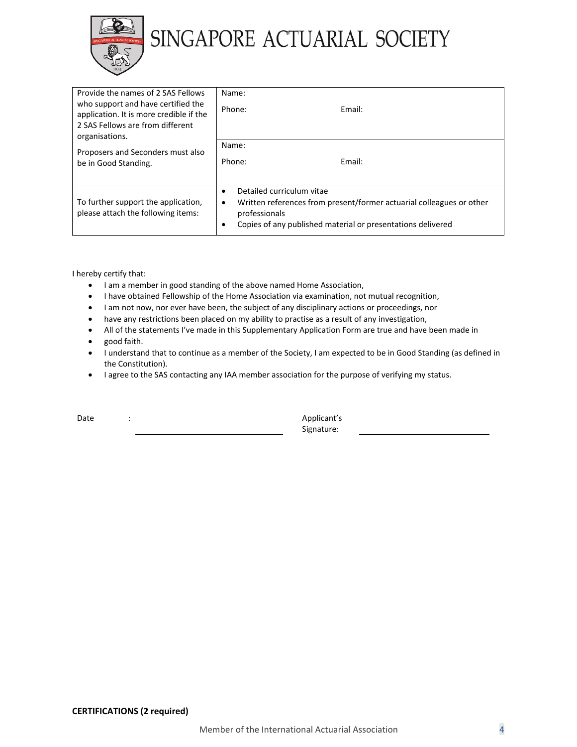| Provide the names of 2 SAS Fellows who support and have certified the application. It is more credible if the 2 SAS Fellows are from different organisations.<br><br>Proposers and Seconders must also be in Good Standing. | Name:<br>Phone: Email: |
| --- | --- |
| | Name:<br>Phone: Email: |
| To further support the application, please attach the following items: | • Detailed curriculum vitae<br>• Written references from present/former actuarial colleagues or other professionals<br>• Copies of any published material or presentations delivered |

I hereby certify that:

- I am a member in good standing of the above named Home Association,
- I have obtained Fellowship of the Home Association via examination, not mutual recognition,
- I am not now, nor ever have been, the subject of any disciplinary actions or proceedings, nor
- have any restrictions been placed on my ability to practise as a result of any investigation,
- All of the statements I've made in this Supplementary Application Form are true and have been made in
- good faith.
- I understand that to continue as a member of the Society, I am expected to be in Good Standing (as defined in the Constitution).
- I agree to the SAS contacting any IAA member association for the purpose of verifying my status.

Date : \_\_\_\_\_\_\_\_\_\_\_\_\_\_\_\_\_\_\_\_\_\_\_\_ Applicant's Signature: \_\_\_\_\_\_\_\_\_\_\_\_\_\_\_\_\_\_\_\_\_\_\_\_

**CERTIFICATIONS (2 required)**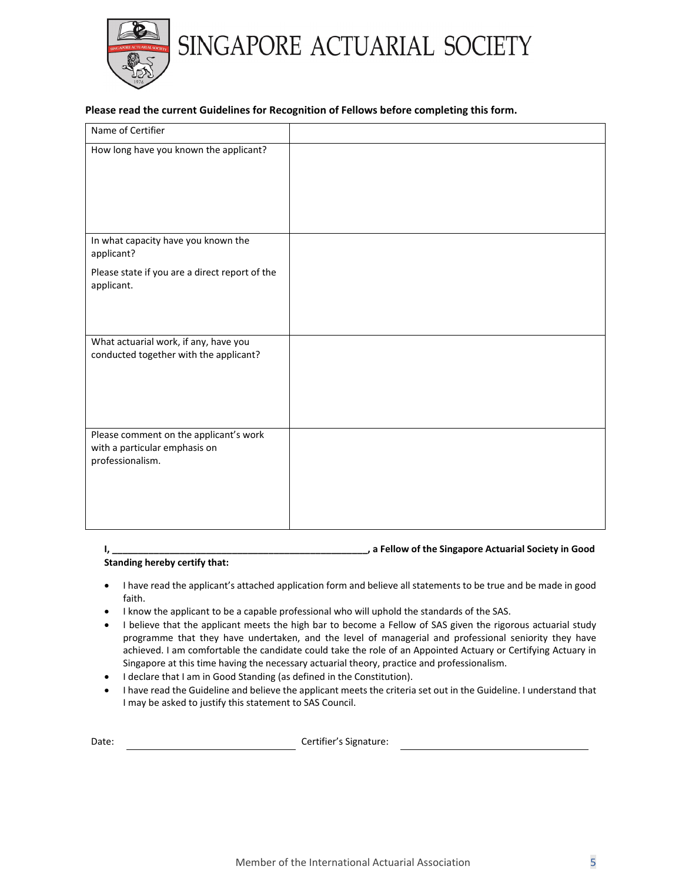# SINGAPORE ACTUARIAL SOCIETY

**Please read the current Guidelines for Recognition of Fellows before completing this form.**

| Name of Certifier | |
|---|---|
| How long have you known the applicant? | |
| In what capacity have you known the applicant?<br><br>Please state if you are a direct report of the applicant. | |
| What actuarial work, if any, have you conducted together with the applicant? | |
| Please comment on the applicant's work with a particular emphasis on professionalism. | |

**I, ___________________________________________________, a Fellow of the Singapore Actuarial Society in Good Standing hereby certify that:**

- I have read the applicant's attached application form and believe all statements to be true and be made in good faith.
- I know the applicant to be a capable professional who will uphold the standards of the SAS.
- I believe that the applicant meets the high bar to become a Fellow of SAS given the rigorous actuarial study programme that they have undertaken, and the level of managerial and professional seniority they have achieved. I am comfortable the candidate could take the role of an Appointed Actuary or Certifying Actuary in Singapore at this time having the necessary actuarial theory, practice and professionalism.
- I declare that I am in Good Standing (as defined in the Constitution).
- I have read the Guideline and believe the applicant meets the criteria set out in the Guideline. I understand that I may be asked to justify this statement to SAS Council.

Date: ______________________________ Certifier's Signature: ______________________________

Member of the International Actuarial Association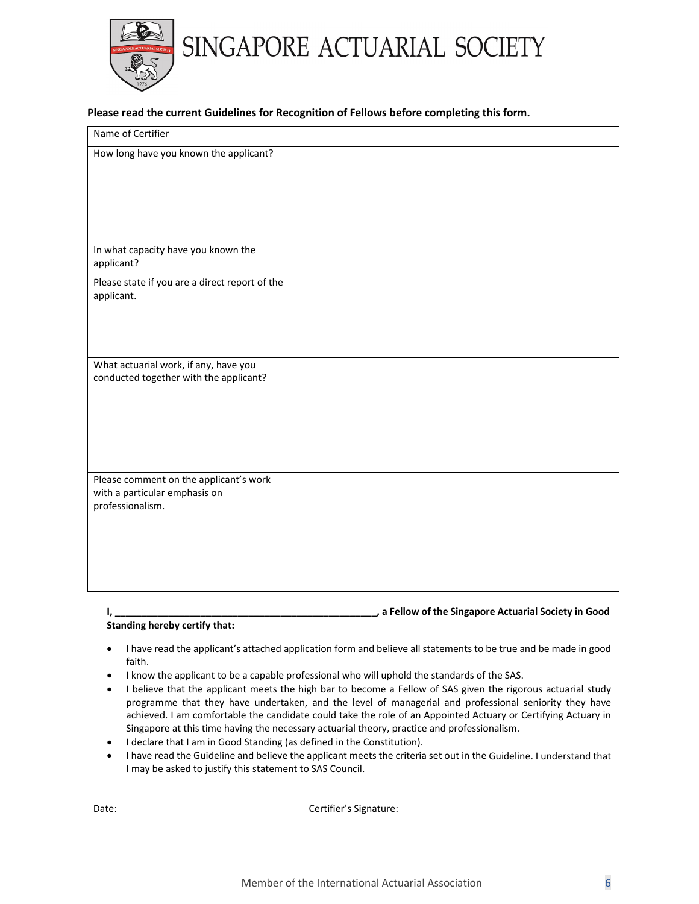# SINGAPORE ACTUARIAL SOCIETY

**Please read the current Guidelines for Recognition of Fellows before completing this form.**

| | |
|---|---|
| Name of Certifier | |
| How long have you known the applicant? | |
| In what capacity have you known the applicant?<br><br>Please state if you are a direct report of the applicant. | |
| What actuarial work, if any, have you conducted together with the applicant? | |
| Please comment on the applicant's work with a particular emphasis on professionalism. | |

**I, ________________________________________________, a Fellow of the Singapore Actuarial Society in Good Standing hereby certify that:**

- I have read the applicant's attached application form and believe all statements to be true and be made in good faith.
- I know the applicant to be a capable professional who will uphold the standards of the SAS.
- I believe that the applicant meets the high bar to become a Fellow of SAS given the rigorous actuarial study programme that they have undertaken, and the level of managerial and professional seniority they have achieved. I am comfortable the candidate could take the role of an Appointed Actuary or Certifying Actuary in Singapore at this time having the necessary actuarial theory, practice and professionalism.
- I declare that I am in Good Standing (as defined in the Constitution).
- I have read the Guideline and believe the applicant meets the criteria set out in the Guideline. I understand that I may be asked to justify this statement to SAS Council.

Date: ____________________ Certifier's Signature: ____________________

Member of the International Actuarial Association